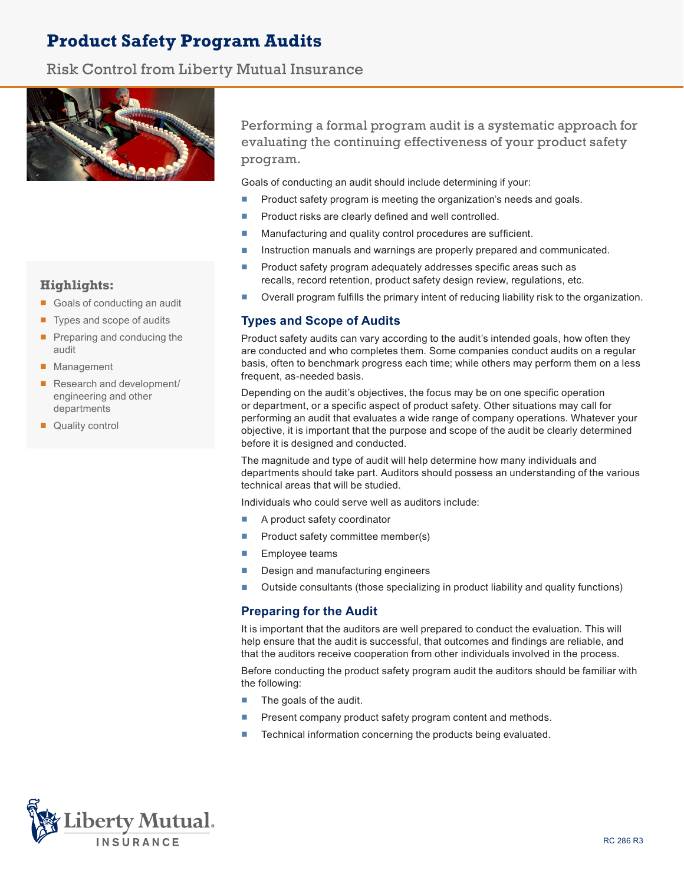# Product Safety Program Audits

Risk Control from Liberty Mutual Insurance

**Highlights:**

- Goals of conducting an audit
- Types and scope of audits
- Preparing and conducing the audit
- Management
- Research and development/engineering and other departments
- Quality control

Performing a formal program audit is a systematic approach for evaluating the continuing effectiveness of your product safety program.

Goals of conducting an audit should include determining if your:

- Product safety program is meeting the organization's needs and goals.
- Product risks are clearly defined and well controlled.
- Manufacturing and quality control procedures are sufficient.
- Instruction manuals and warnings are properly prepared and communicated.
- Product safety program adequately addresses specific areas such as recalls, record retention, product safety design review, regulations, etc.
- Overall program fulfills the primary intent of reducing liability risk to the organization.

## Types and Scope of Audits

Product safety audits can vary according to the audit's intended goals, how often they are conducted and who completes them. Some companies conduct audits on a regular basis, often to benchmark progress each time; while others may perform them on a less frequent, as-needed basis.

Depending on the audit's objectives, the focus may be on one specific operation or department, or a specific aspect of product safety. Other situations may call for performing an audit that evaluates a wide range of company operations. Whatever your objective, it is important that the purpose and scope of the audit be clearly determined before it is designed and conducted.

The magnitude and type of audit will help determine how many individuals and departments should take part. Auditors should possess an understanding of the various technical areas that will be studied.

Individuals who could serve well as auditors include:

- A product safety coordinator
- Product safety committee member(s)
- Employee teams
- Design and manufacturing engineers
- Outside consultants (those specializing in product liability and quality functions)

## Preparing for the Audit

It is important that the auditors are well prepared to conduct the evaluation. This will help ensure that the audit is successful, that outcomes and findings are reliable, and that the auditors receive cooperation from other individuals involved in the process.

Before conducting the product safety program audit the auditors should be familiar with the following:

- The goals of the audit.
- Present company product safety program content and methods.
- Technical information concerning the products being evaluated.

RC 286 R3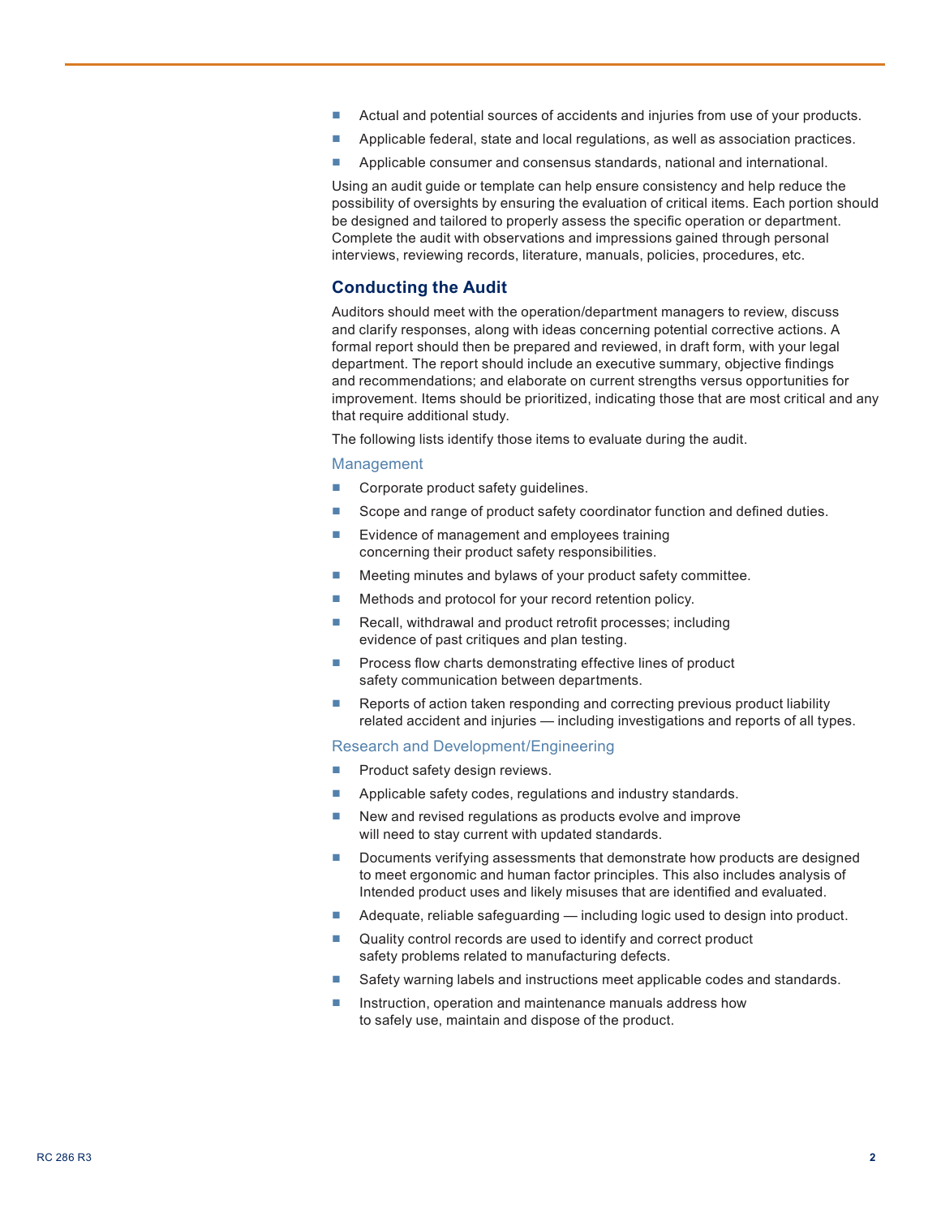- Actual and potential sources of accidents and injuries from use of your products.
- Applicable federal, state and local regulations, as well as association practices.
- Applicable consumer and consensus standards, national and international.

Using an audit guide or template can help ensure consistency and help reduce the possibility of oversights by ensuring the evaluation of critical items. Each portion should be designed and tailored to properly assess the specific operation or department. Complete the audit with observations and impressions gained through personal interviews, reviewing records, literature, manuals, policies, procedures, etc.

## Conducting the Audit

Auditors should meet with the operation/department managers to review, discuss and clarify responses, along with ideas concerning potential corrective actions. A formal report should then be prepared and reviewed, in draft form, with your legal department. The report should include an executive summary, objective findings and recommendations; and elaborate on current strengths versus opportunities for improvement. Items should be prioritized, indicating those that are most critical and any that require additional study.

The following lists identify those items to evaluate during the audit.

### Management

- Corporate product safety guidelines.
- Scope and range of product safety coordinator function and defined duties.
- Evidence of management and employees training concerning their product safety responsibilities.
- Meeting minutes and bylaws of your product safety committee.
- Methods and protocol for your record retention policy.
- Recall, withdrawal and product retrofit processes; including evidence of past critiques and plan testing.
- Process flow charts demonstrating effective lines of product safety communication between departments.
- Reports of action taken responding and correcting previous product liability related accident and injuries — including investigations and reports of all types.

### Research and Development/Engineering

- Product safety design reviews.
- Applicable safety codes, regulations and industry standards.
- New and revised regulations as products evolve and improve will need to stay current with updated standards.
- Documents verifying assessments that demonstrate how products are designed to meet ergonomic and human factor principles. This also includes analysis of Intended product uses and likely misuses that are identified and evaluated.
- Adequate, reliable safeguarding — including logic used to design into product.
- Quality control records are used to identify and correct product safety problems related to manufacturing defects.
- Safety warning labels and instructions meet applicable codes and standards.
- Instruction, operation and maintenance manuals address how to safely use, maintain and dispose of the product.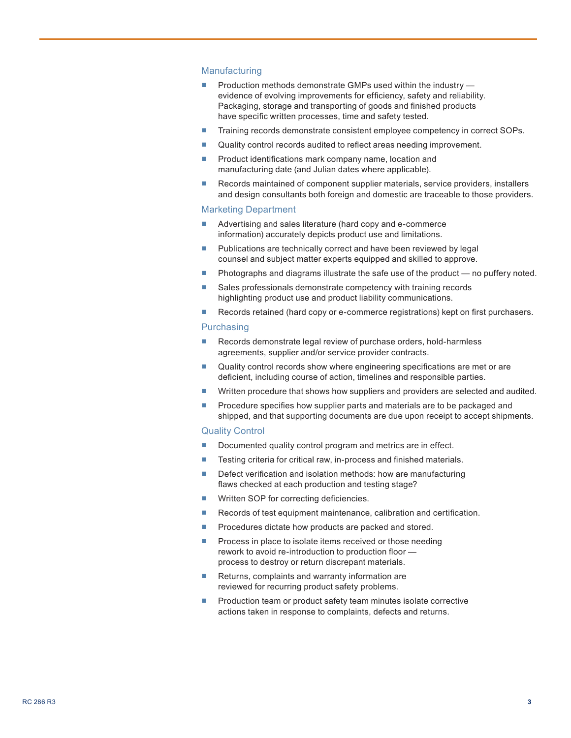### Manufacturing

- Production methods demonstrate GMPs used within the industry — evidence of evolving improvements for efficiency, safety and reliability. Packaging, storage and transporting of goods and finished products have specific written processes, time and safety tested.
- Training records demonstrate consistent employee competency in correct SOPs.
- Quality control records audited to reflect areas needing improvement.
- Product identifications mark company name, location and manufacturing date (and Julian dates where applicable).
- Records maintained of component supplier materials, service providers, installers and design consultants both foreign and domestic are traceable to those providers.

### Marketing Department

- Advertising and sales literature (hard copy and e-commerce information) accurately depicts product use and limitations.
- Publications are technically correct and have been reviewed by legal counsel and subject matter experts equipped and skilled to approve.
- Photographs and diagrams illustrate the safe use of the product — no puffery noted.
- Sales professionals demonstrate competency with training records highlighting product use and product liability communications.
- Records retained (hard copy or e-commerce registrations) kept on first purchasers.

### Purchasing

- Records demonstrate legal review of purchase orders, hold-harmless agreements, supplier and/or service provider contracts.
- Quality control records show where engineering specifications are met or are deficient, including course of action, timelines and responsible parties.
- Written procedure that shows how suppliers and providers are selected and audited.
- Procedure specifies how supplier parts and materials are to be packaged and shipped, and that supporting documents are due upon receipt to accept shipments.

### Quality Control

- Documented quality control program and metrics are in effect.
- Testing criteria for critical raw, in-process and finished materials.
- Defect verification and isolation methods: how are manufacturing flaws checked at each production and testing stage?
- Written SOP for correcting deficiencies.
- Records of test equipment maintenance, calibration and certification.
- Procedures dictate how products are packed and stored.
- Process in place to isolate items received or those needing rework to avoid re-introduction to production floor — process to destroy or return discrepant materials.
- Returns, complaints and warranty information are reviewed for recurring product safety problems.
- Production team or product safety team minutes isolate corrective actions taken in response to complaints, defects and returns.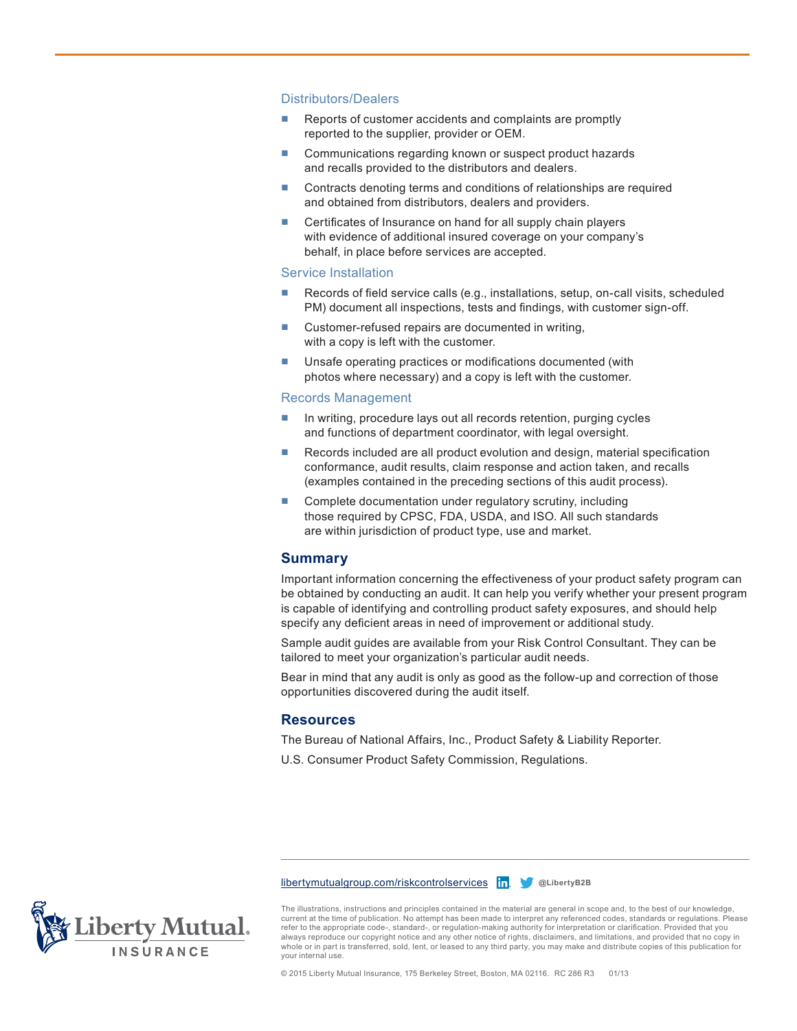### Distributors/Dealers

- Reports of customer accidents and complaints are promptly reported to the supplier, provider or OEM.
- Communications regarding known or suspect product hazards and recalls provided to the distributors and dealers.
- Contracts denoting terms and conditions of relationships are required and obtained from distributors, dealers and providers.
- Certificates of Insurance on hand for all supply chain players with evidence of additional insured coverage on your company's behalf, in place before services are accepted.

### Service Installation

- Records of field service calls (e.g., installations, setup, on-call visits, scheduled PM) document all inspections, tests and findings, with customer sign-off.
- Customer-refused repairs are documented in writing, with a copy is left with the customer.
- Unsafe operating practices or modifications documented (with photos where necessary) and a copy is left with the customer.

### Records Management

- In writing, procedure lays out all records retention, purging cycles and functions of department coordinator, with legal oversight.
- Records included are all product evolution and design, material specification conformance, audit results, claim response and action taken, and recalls (examples contained in the preceding sections of this audit process).
- Complete documentation under regulatory scrutiny, including those required by CPSC, FDA, USDA, and ISO. All such standards are within jurisdiction of product type, use and market.

## Summary

Important information concerning the effectiveness of your product safety program can be obtained by conducting an audit. It can help you verify whether your present program is capable of identifying and controlling product safety exposures, and should help specify any deficient areas in need of improvement or additional study.

Sample audit guides are available from your Risk Control Consultant. They can be tailored to meet your organization's particular audit needs.

Bear in mind that any audit is only as good as the follow-up and correction of those opportunities discovered during the audit itself.

## Resources

The Bureau of National Affairs, Inc., Product Safety & Liability Reporter.

U.S. Consumer Product Safety Commission, Regulations.

libertymutualgroup.com/riskcontrolservices @LibertyB2B

The illustrations, instructions and principles contained in the material are general in scope and, to the best of our knowledge, current at the time of publication. No attempt has been made to interpret any referenced codes, standards or regulations. Please refer to the appropriate code-, standard-, or regulation-making authority for interpretation or clarification. Provided that you always reproduce our copyright notice and any other notice of rights, disclaimers, and limitations, and provided that no copy in whole or in part is transferred, sold, lent, or leased to any third party, you may make and distribute copies of this publication for your internal use.

© 2015 Liberty Mutual Insurance, 175 Berkeley Street, Boston, MA 02116. RC 286 R3 01/13